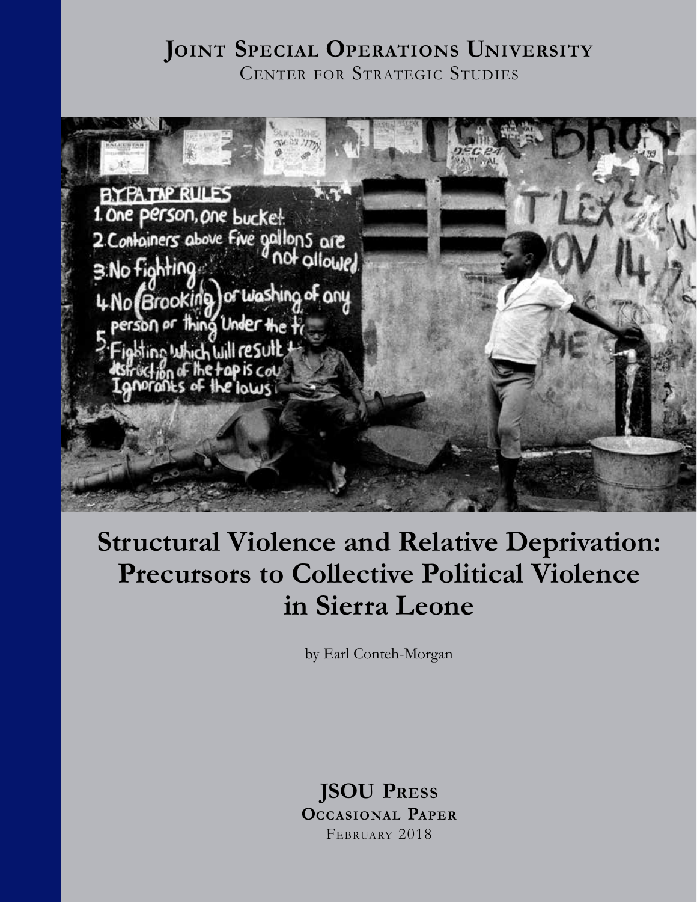# Joint Special Operations University

Center for Strategic Studies

# Structural Violence and Relative Deprivation: Precursors to Collective Political Violence in Sierra Leone

by Earl Conteh-Morgan

**JSOU Press**

**Occasional Paper**

February 2018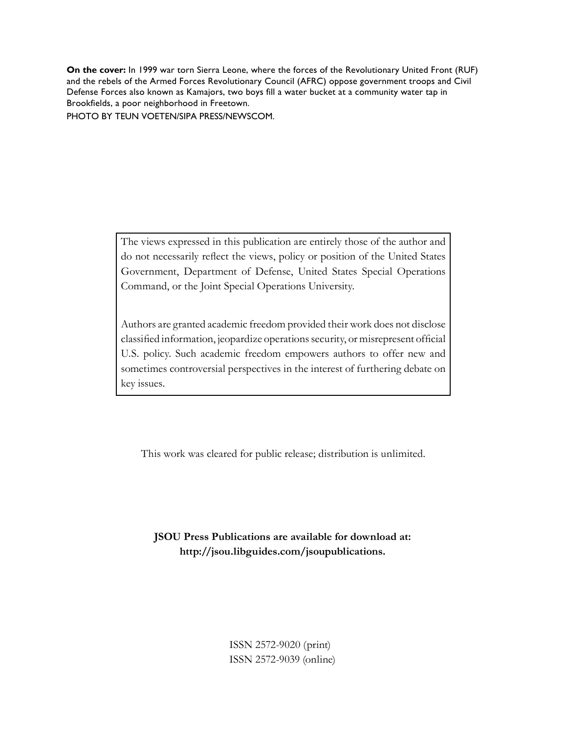**On the cover:** In 1999 war torn Sierra Leone, where the forces of the Revolutionary United Front (RUF) and the rebels of the Armed Forces Revolutionary Council (AFRC) oppose government troops and Civil Defense Forces also known as Kamajors, two boys fill a water bucket at a community water tap in Brookfields, a poor neighborhood in Freetown.

PHOTO BY TEUN VOETEN/SIPA PRESS/NEWSCOM.

The views expressed in this publication are entirely those of the author and do not necessarily reflect the views, policy or position of the United States Government, Department of Defense, United States Special Operations Command, or the Joint Special Operations University.

Authors are granted academic freedom provided their work does not disclose classified information, jeopardize operations security, or misrepresent official U.S. policy. Such academic freedom empowers authors to offer new and sometimes controversial perspectives in the interest of furthering debate on key issues.

This work was cleared for public release; distribution is unlimited.

**JSOU Press Publications are available for download at: http://jsou.libguides.com/jsoupublications.**

ISSN 2572-9020 (print)
ISSN 2572-9039 (online)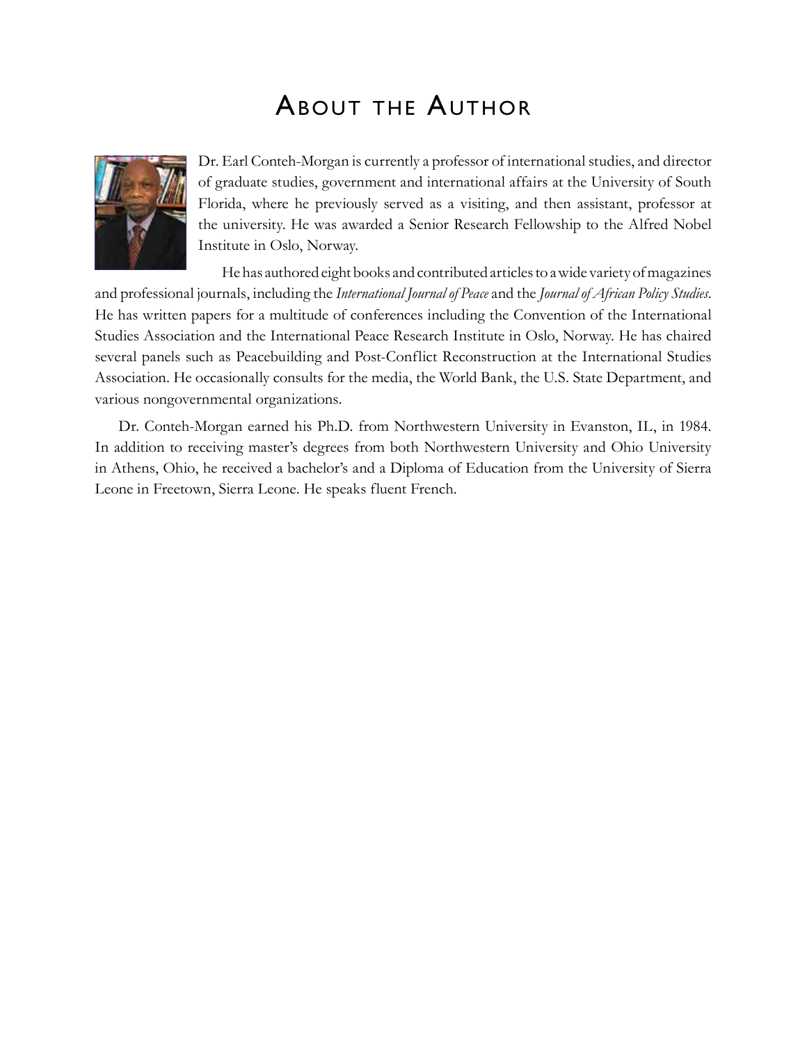# About the Author

Dr. Earl Conteh-Morgan is currently a professor of international studies, and director of graduate studies, government and international affairs at the University of South Florida, where he previously served as a visiting, and then assistant, professor at the university. He was awarded a Senior Research Fellowship to the Alfred Nobel Institute in Oslo, Norway.

He has authored eight books and contributed articles to a wide variety of magazines and professional journals, including the *International Journal of Peace* and the *Journal of African Policy Studies*. He has written papers for a multitude of conferences including the Convention of the International Studies Association and the International Peace Research Institute in Oslo, Norway. He has chaired several panels such as Peacebuilding and Post-Conflict Reconstruction at the International Studies Association. He occasionally consults for the media, the World Bank, the U.S. State Department, and various nongovernmental organizations.

Dr. Conteh-Morgan earned his Ph.D. from Northwestern University in Evanston, IL, in 1984. In addition to receiving master's degrees from both Northwestern University and Ohio University in Athens, Ohio, he received a bachelor's and a Diploma of Education from the University of Sierra Leone in Freetown, Sierra Leone. He speaks fluent French.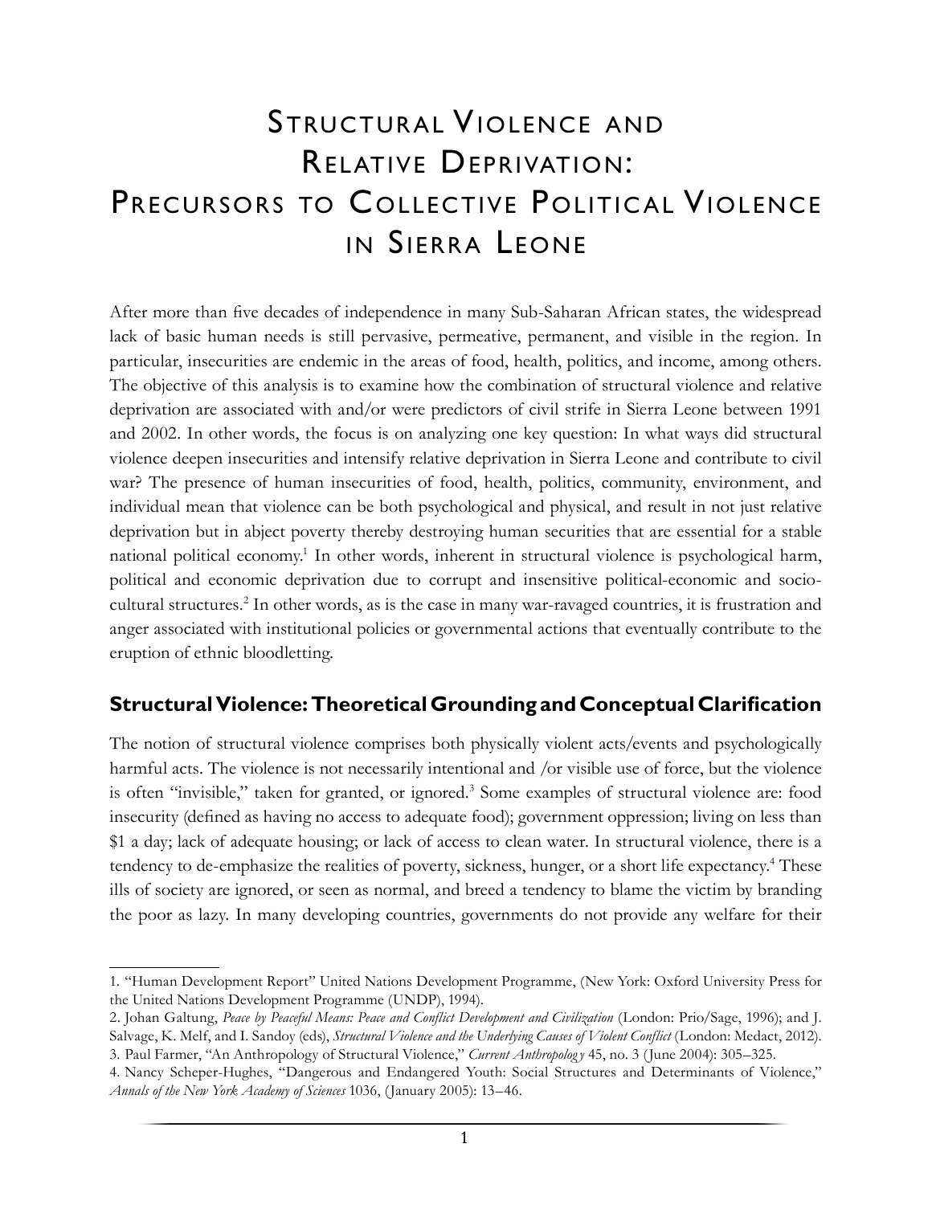# Structural Violence and Relative Deprivation: Precursors to Collective Political Violence in Sierra Leone

After more than five decades of independence in many Sub-Saharan African states, the widespread lack of basic human needs is still pervasive, permeative, permanent, and visible in the region. In particular, insecurities are endemic in the areas of food, health, politics, and income, among others. The objective of this analysis is to examine how the combination of structural violence and relative deprivation are associated with and/or were predictors of civil strife in Sierra Leone between 1991 and 2002. In other words, the focus is on analyzing one key question: In what ways did structural violence deepen insecurities and intensify relative deprivation in Sierra Leone and contribute to civil war? The presence of human insecurities of food, health, politics, community, environment, and individual mean that violence can be both psychological and physical, and result in not just relative deprivation but in abject poverty thereby destroying human securities that are essential for a stable national political economy.[1] In other words, inherent in structural violence is psychological harm, political and economic deprivation due to corrupt and insensitive political-economic and socio-cultural structures.[2] In other words, as is the case in many war-ravaged countries, it is frustration and anger associated with institutional policies or governmental actions that eventually contribute to the eruption of ethnic bloodletting.

## Structural Violence: Theoretical Grounding and Conceptual Clarification

The notion of structural violence comprises both physically violent acts/events and psychologically harmful acts. The violence is not necessarily intentional and /or visible use of force, but the violence is often "invisible," taken for granted, or ignored.[3] Some examples of structural violence are: food insecurity (defined as having no access to adequate food); government oppression; living on less than \$1 a day; lack of adequate housing; or lack of access to clean water. In structural violence, there is a tendency to de-emphasize the realities of poverty, sickness, hunger, or a short life expectancy.[4] These ills of society are ignored, or seen as normal, and breed a tendency to blame the victim by branding the poor as lazy. In many developing countries, governments do not provide any welfare for their

---

1. "Human Development Report" United Nations Development Programme, (New York: Oxford University Press for the United Nations Development Programme (UNDP), 1994).

2. Johan Galtung, *Peace by Peaceful Means: Peace and Conflict Development and Civilization* (London: Prio/Sage, 1996); and J. Salvage, K. Melf, and I. Sandoy (eds), *Structural Violence and the Underlying Causes of Violent Conflict* (London: Medact, 2012).

3. Paul Farmer, "An Anthropology of Structural Violence," *Current Anthropology* 45, no. 3 (June 2004): 305–325.

4. Nancy Scheper-Hughes, "Dangerous and Endangered Youth: Social Structures and Determinants of Violence," *Annals of the New York Academy of Sciences* 1036, (January 2005): 13–46.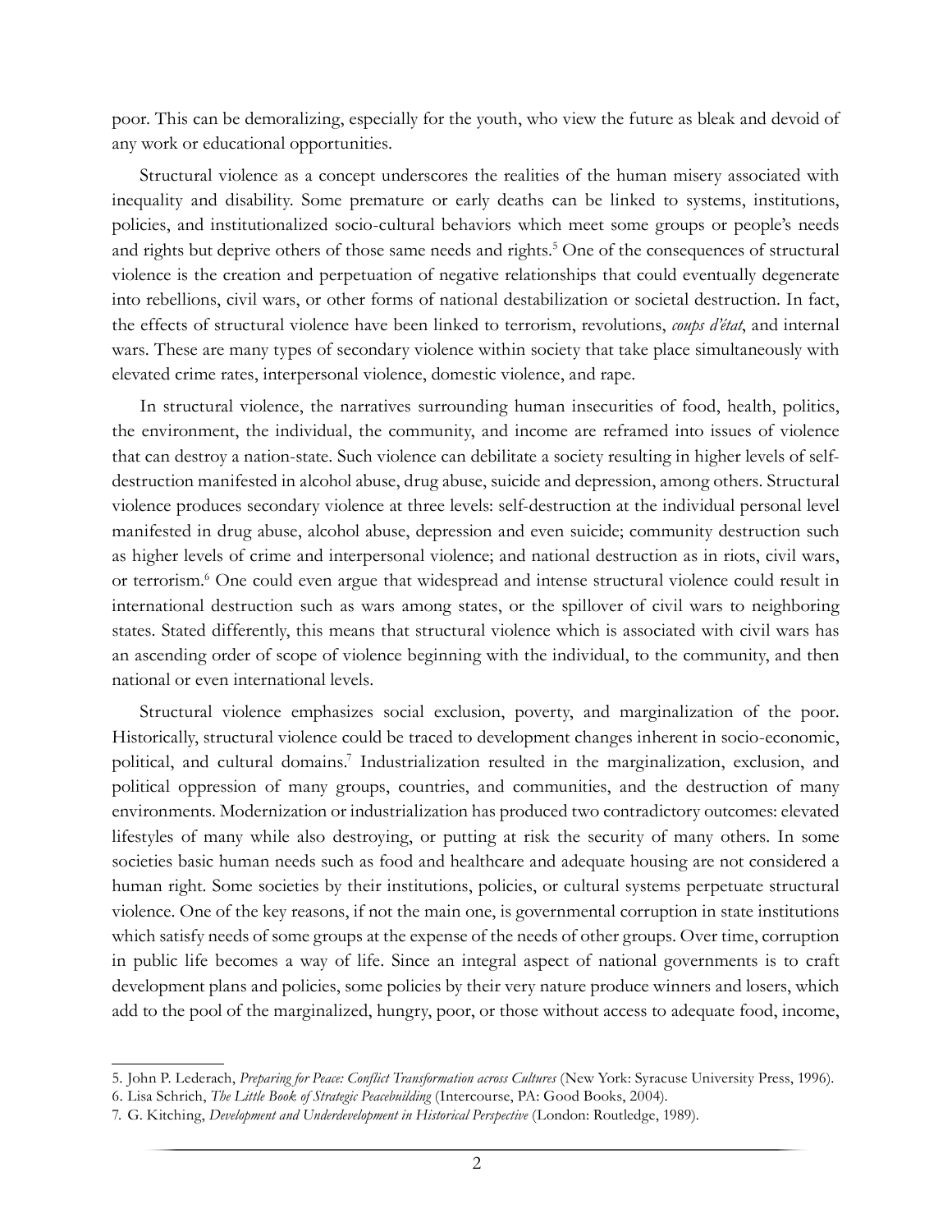poor. This can be demoralizing, especially for the youth, who view the future as bleak and devoid of any work or educational opportunities.

Structural violence as a concept underscores the realities of the human misery associated with inequality and disability. Some premature or early deaths can be linked to systems, institutions, policies, and institutionalized socio-cultural behaviors which meet some groups or people's needs and rights but deprive others of those same needs and rights.[5] One of the consequences of structural violence is the creation and perpetuation of negative relationships that could eventually degenerate into rebellions, civil wars, or other forms of national destabilization or societal destruction. In fact, the effects of structural violence have been linked to terrorism, revolutions, *coups d'état*, and internal wars. These are many types of secondary violence within society that take place simultaneously with elevated crime rates, interpersonal violence, domestic violence, and rape.

In structural violence, the narratives surrounding human insecurities of food, health, politics, the environment, the individual, the community, and income are reframed into issues of violence that can destroy a nation-state. Such violence can debilitate a society resulting in higher levels of self-destruction manifested in alcohol abuse, drug abuse, suicide and depression, among others. Structural violence produces secondary violence at three levels: self-destruction at the individual personal level manifested in drug abuse, alcohol abuse, depression and even suicide; community destruction such as higher levels of crime and interpersonal violence; and national destruction as in riots, civil wars, or terrorism.[6] One could even argue that widespread and intense structural violence could result in international destruction such as wars among states, or the spillover of civil wars to neighboring states. Stated differently, this means that structural violence which is associated with civil wars has an ascending order of scope of violence beginning with the individual, to the community, and then national or even international levels.

Structural violence emphasizes social exclusion, poverty, and marginalization of the poor. Historically, structural violence could be traced to development changes inherent in socio-economic, political, and cultural domains.[7] Industrialization resulted in the marginalization, exclusion, and political oppression of many groups, countries, and communities, and the destruction of many environments. Modernization or industrialization has produced two contradictory outcomes: elevated lifestyles of many while also destroying, or putting at risk the security of many others. In some societies basic human needs such as food and healthcare and adequate housing are not considered a human right. Some societies by their institutions, policies, or cultural systems perpetuate structural violence. One of the key reasons, if not the main one, is governmental corruption in state institutions which satisfy needs of some groups at the expense of the needs of other groups. Over time, corruption in public life becomes a way of life. Since an integral aspect of national governments is to craft development plans and policies, some policies by their very nature produce winners and losers, which add to the pool of the marginalized, hungry, poor, or those without access to adequate food, income,

---

5. John P. Lederach, *Preparing for Peace: Conflict Transformation across Cultures* (New York: Syracuse University Press, 1996).
6. Lisa Schrich, *The Little Book of Strategic Peacebuilding* (Intercourse, PA: Good Books, 2004).
7. G. Kitching, *Development and Underdevelopment in Historical Perspective* (London: Routledge, 1989).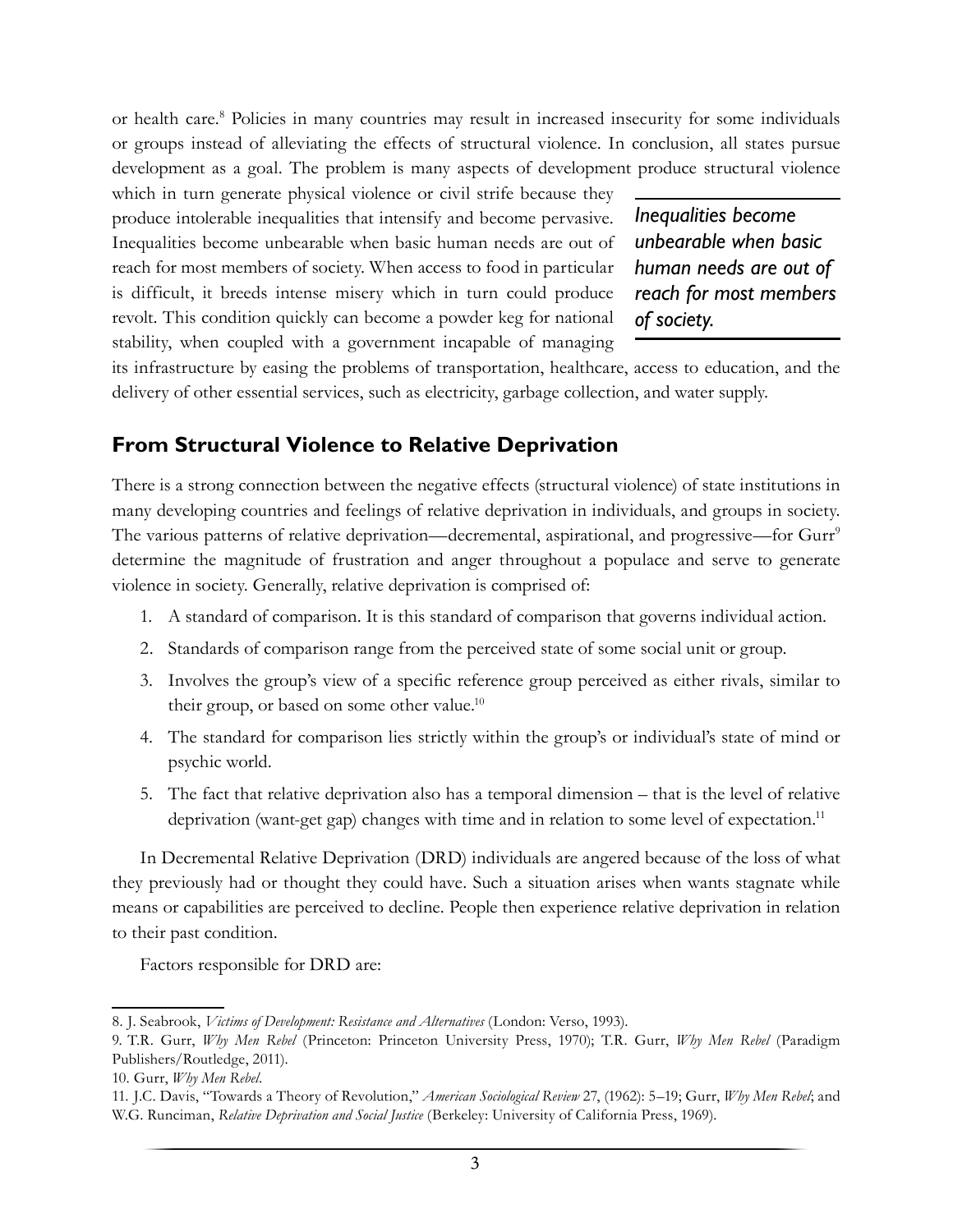or health care.[8] Policies in many countries may result in increased insecurity for some individuals or groups instead of alleviating the effects of structural violence. In conclusion, all states pursue development as a goal. The problem is many aspects of development produce structural violence which in turn generate physical violence or civil strife because they produce intolerable inequalities that intensify and become pervasive. Inequalities become unbearable when basic human needs are out of reach for most members of society. When access to food in particular is difficult, it breeds intense misery which in turn could produce revolt. This condition quickly can become a powder keg for national stability, when coupled with a government incapable of managing its infrastructure by easing the problems of transportation, healthcare, access to education, and the delivery of other essential services, such as electricity, garbage collection, and water supply.

*Inequalities become unbearable when basic human needs are out of reach for most members of society.*

## From Structural Violence to Relative Deprivation

There is a strong connection between the negative effects (structural violence) of state institutions in many developing countries and feelings of relative deprivation in individuals, and groups in society. The various patterns of relative deprivation—decremental, aspirational, and progressive—for Gurr[9] determine the magnitude of frustration and anger throughout a populace and serve to generate violence in society. Generally, relative deprivation is comprised of:

1. A standard of comparison. It is this standard of comparison that governs individual action.
2. Standards of comparison range from the perceived state of some social unit or group.
3. Involves the group's view of a specific reference group perceived as either rivals, similar to their group, or based on some other value.[10]
4. The standard for comparison lies strictly within the group's or individual's state of mind or psychic world.
5. The fact that relative deprivation also has a temporal dimension – that is the level of relative deprivation (want-get gap) changes with time and in relation to some level of expectation.[11]

In Decremental Relative Deprivation (DRD) individuals are angered because of the loss of what they previously had or thought they could have. Such a situation arises when wants stagnate while means or capabilities are perceived to decline. People then experience relative deprivation in relation to their past condition.

Factors responsible for DRD are:

8. J. Seabrook, *Victims of Development: Resistance and Alternatives* (London: Verso, 1993).

9. T.R. Gurr, *Why Men Rebel* (Princeton: Princeton University Press, 1970); T.R. Gurr, *Why Men Rebel* (Paradigm Publishers/Routledge, 2011).

10. Gurr, *Why Men Rebel*.

11. J.C. Davis, "Towards a Theory of Revolution," *American Sociological Review* 27, (1962): 5–19; Gurr, *Why Men Rebel*; and W.G. Runciman, *Relative Deprivation and Social Justice* (Berkeley: University of California Press, 1969).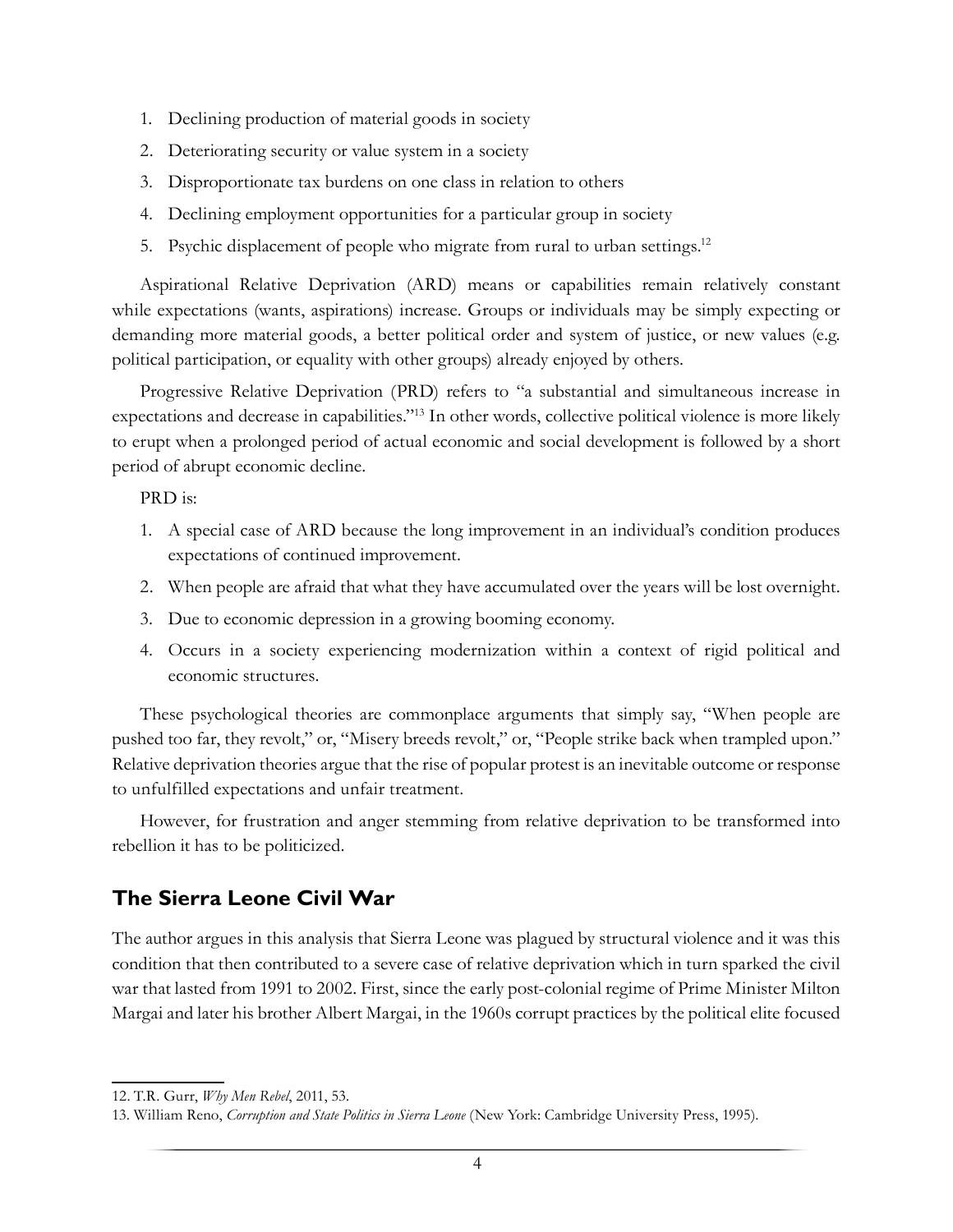1. Declining production of material goods in society
2. Deteriorating security or value system in a society
3. Disproportionate tax burdens on one class in relation to others
4. Declining employment opportunities for a particular group in society
5. Psychic displacement of people who migrate from rural to urban settings.[12]

Aspirational Relative Deprivation (ARD) means or capabilities remain relatively constant while expectations (wants, aspirations) increase. Groups or individuals may be simply expecting or demanding more material goods, a better political order and system of justice, or new values (e.g. political participation, or equality with other groups) already enjoyed by others.

Progressive Relative Deprivation (PRD) refers to "a substantial and simultaneous increase in expectations and decrease in capabilities."[13] In other words, collective political violence is more likely to erupt when a prolonged period of actual economic and social development is followed by a short period of abrupt economic decline.

PRD is:

1. A special case of ARD because the long improvement in an individual's condition produces expectations of continued improvement.
2. When people are afraid that what they have accumulated over the years will be lost overnight.
3. Due to economic depression in a growing booming economy.
4. Occurs in a society experiencing modernization within a context of rigid political and economic structures.

These psychological theories are commonplace arguments that simply say, "When people are pushed too far, they revolt," or, "Misery breeds revolt," or, "People strike back when trampled upon." Relative deprivation theories argue that the rise of popular protest is an inevitable outcome or response to unfulfilled expectations and unfair treatment.

However, for frustration and anger stemming from relative deprivation to be transformed into rebellion it has to be politicized.

## The Sierra Leone Civil War

The author argues in this analysis that Sierra Leone was plagued by structural violence and it was this condition that then contributed to a severe case of relative deprivation which in turn sparked the civil war that lasted from 1991 to 2002. First, since the early post-colonial regime of Prime Minister Milton Margai and later his brother Albert Margai, in the 1960s corrupt practices by the political elite focused

---

12. T.R. Gurr, *Why Men Rebel*, 2011, 53.

13. William Reno, *Corruption and State Politics in Sierra Leone* (New York: Cambridge University Press, 1995).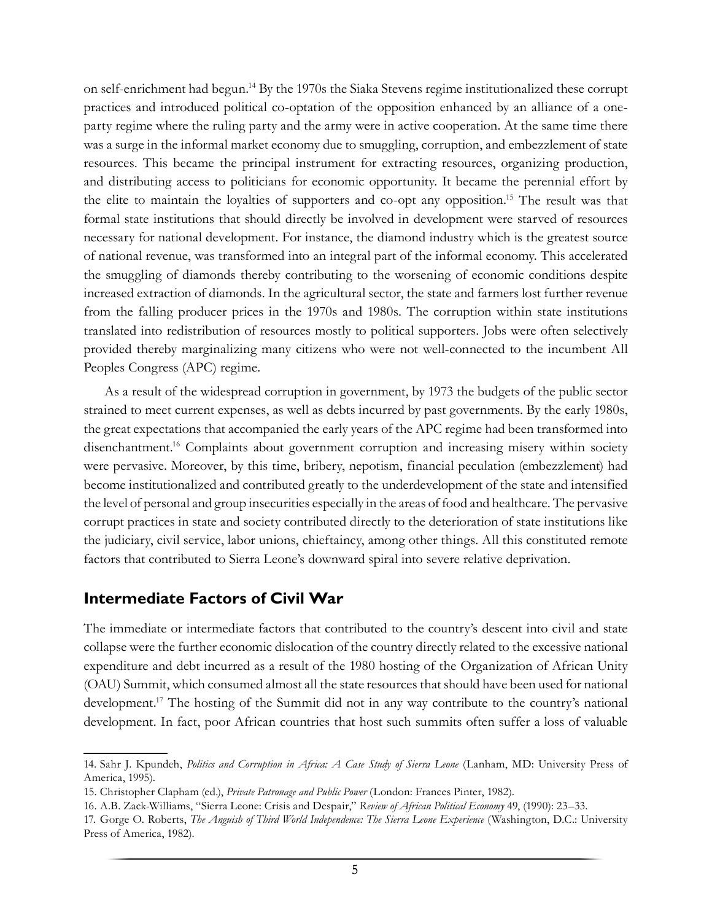on self-enrichment had begun.[14] By the 1970s the Siaka Stevens regime institutionalized these corrupt practices and introduced political co-optation of the opposition enhanced by an alliance of a one-party regime where the ruling party and the army were in active cooperation. At the same time there was a surge in the informal market economy due to smuggling, corruption, and embezzlement of state resources. This became the principal instrument for extracting resources, organizing production, and distributing access to politicians for economic opportunity. It became the perennial effort by the elite to maintain the loyalties of supporters and co-opt any opposition.[15] The result was that formal state institutions that should directly be involved in development were starved of resources necessary for national development. For instance, the diamond industry which is the greatest source of national revenue, was transformed into an integral part of the informal economy. This accelerated the smuggling of diamonds thereby contributing to the worsening of economic conditions despite increased extraction of diamonds. In the agricultural sector, the state and farmers lost further revenue from the falling producer prices in the 1970s and 1980s. The corruption within state institutions translated into redistribution of resources mostly to political supporters. Jobs were often selectively provided thereby marginalizing many citizens who were not well-connected to the incumbent All Peoples Congress (APC) regime.

As a result of the widespread corruption in government, by 1973 the budgets of the public sector strained to meet current expenses, as well as debts incurred by past governments. By the early 1980s, the great expectations that accompanied the early years of the APC regime had been transformed into disenchantment.[16] Complaints about government corruption and increasing misery within society were pervasive. Moreover, by this time, bribery, nepotism, financial peculation (embezzlement) had become institutionalized and contributed greatly to the underdevelopment of the state and intensified the level of personal and group insecurities especially in the areas of food and healthcare. The pervasive corrupt practices in state and society contributed directly to the deterioration of state institutions like the judiciary, civil service, labor unions, chieftaincy, among other things. All this constituted remote factors that contributed to Sierra Leone's downward spiral into severe relative deprivation.

## Intermediate Factors of Civil War

The immediate or intermediate factors that contributed to the country's descent into civil and state collapse were the further economic dislocation of the country directly related to the excessive national expenditure and debt incurred as a result of the 1980 hosting of the Organization of African Unity (OAU) Summit, which consumed almost all the state resources that should have been used for national development.[17] The hosting of the Summit did not in any way contribute to the country's national development. In fact, poor African countries that host such summits often suffer a loss of valuable

---

14. Sahr J. Kpundeh, *Politics and Corruption in Africa: A Case Study of Sierra Leone* (Lanham, MD: University Press of America, 1995).

15. Christopher Clapham (ed.), *Private Patronage and Public Power* (London: Frances Pinter, 1982).

16. A.B. Zack-Williams, "Sierra Leone: Crisis and Despair," *Review of African Political Economy* 49, (1990): 23–33.

17. Gorge O. Roberts, *The Anguish of Third World Independence: The Sierra Leone Experience* (Washington, D.C.: University Press of America, 1982).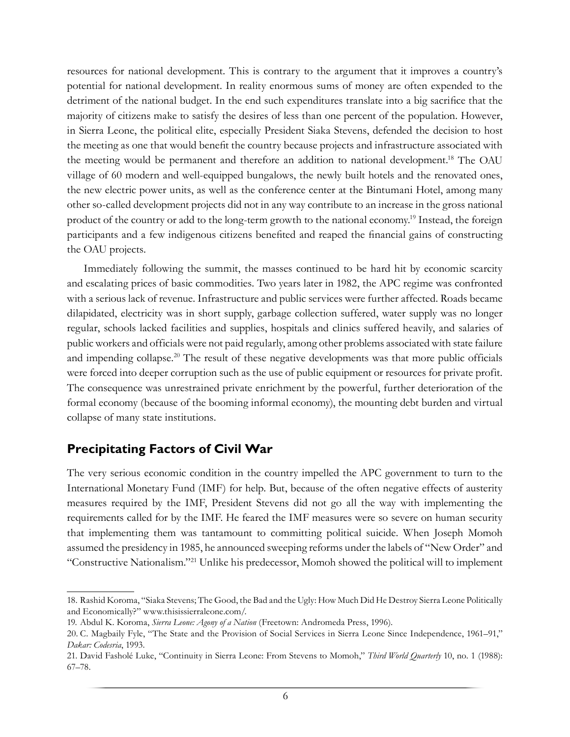resources for national development. This is contrary to the argument that it improves a country's potential for national development. In reality enormous sums of money are often expended to the detriment of the national budget. In the end such expenditures translate into a big sacrifice that the majority of citizens make to satisfy the desires of less than one percent of the population. However, in Sierra Leone, the political elite, especially President Siaka Stevens, defended the decision to host the meeting as one that would benefit the country because projects and infrastructure associated with the meeting would be permanent and therefore an addition to national development.[18] The OAU village of 60 modern and well-equipped bungalows, the newly built hotels and the renovated ones, the new electric power units, as well as the conference center at the Bintumani Hotel, among many other so-called development projects did not in any way contribute to an increase in the gross national product of the country or add to the long-term growth to the national economy.[19] Instead, the foreign participants and a few indigenous citizens benefited and reaped the financial gains of constructing the OAU projects.

Immediately following the summit, the masses continued to be hard hit by economic scarcity and escalating prices of basic commodities. Two years later in 1982, the APC regime was confronted with a serious lack of revenue. Infrastructure and public services were further affected. Roads became dilapidated, electricity was in short supply, garbage collection suffered, water supply was no longer regular, schools lacked facilities and supplies, hospitals and clinics suffered heavily, and salaries of public workers and officials were not paid regularly, among other problems associated with state failure and impending collapse.[20] The result of these negative developments was that more public officials were forced into deeper corruption such as the use of public equipment or resources for private profit. The consequence was unrestrained private enrichment by the powerful, further deterioration of the formal economy (because of the booming informal economy), the mounting debt burden and virtual collapse of many state institutions.

## Precipitating Factors of Civil War

The very serious economic condition in the country impelled the APC government to turn to the International Monetary Fund (IMF) for help. But, because of the often negative effects of austerity measures required by the IMF, President Stevens did not go all the way with implementing the requirements called for by the IMF. He feared the IMF measures were so severe on human security that implementing them was tantamount to committing political suicide. When Joseph Momoh assumed the presidency in 1985, he announced sweeping reforms under the labels of "New Order" and "Constructive Nationalism."[21] Unlike his predecessor, Momoh showed the political will to implement

---

18. Rashid Koroma, "Siaka Stevens; The Good, the Bad and the Ugly: How Much Did He Destroy Sierra Leone Politically and Economically?" www.thisissierraleone.com/.

19. Abdul K. Koroma, *Sierra Leone: Agony of a Nation* (Freetown: Andromeda Press, 1996).

20. C. Magbaily Fyle, "The State and the Provision of Social Services in Sierra Leone Since Independence, 1961–91," *Dakar: Codesria*, 1993.

21. David Fasholé Luke, "Continuity in Sierra Leone: From Stevens to Momoh," *Third World Quarterly* 10, no. 1 (1988): 67–78.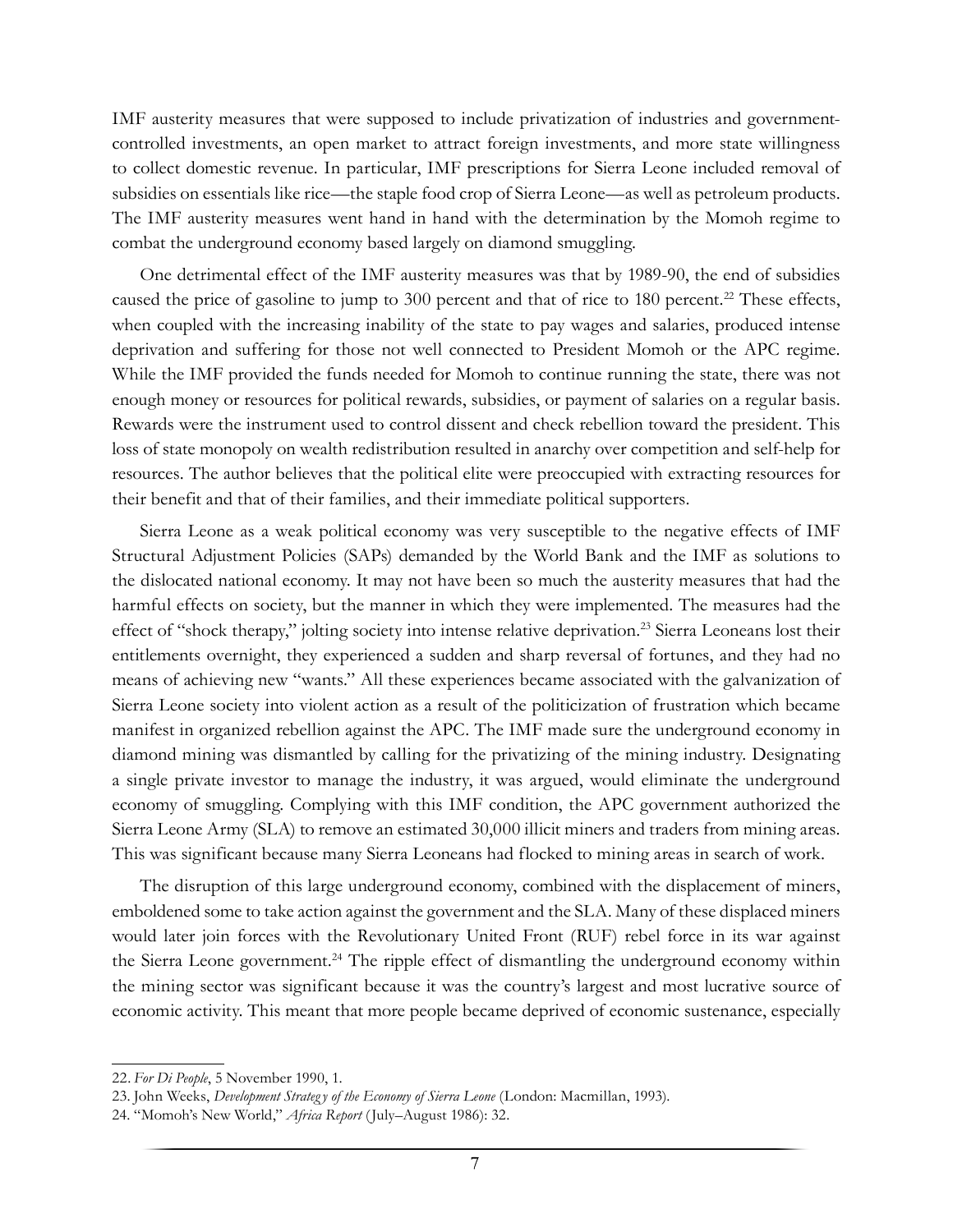IMF austerity measures that were supposed to include privatization of industries and government-controlled investments, an open market to attract foreign investments, and more state willingness to collect domestic revenue. In particular, IMF prescriptions for Sierra Leone included removal of subsidies on essentials like rice—the staple food crop of Sierra Leone—as well as petroleum products. The IMF austerity measures went hand in hand with the determination by the Momoh regime to combat the underground economy based largely on diamond smuggling.

One detrimental effect of the IMF austerity measures was that by 1989-90, the end of subsidies caused the price of gasoline to jump to 300 percent and that of rice to 180 percent.[22] These effects, when coupled with the increasing inability of the state to pay wages and salaries, produced intense deprivation and suffering for those not well connected to President Momoh or the APC regime. While the IMF provided the funds needed for Momoh to continue running the state, there was not enough money or resources for political rewards, subsidies, or payment of salaries on a regular basis. Rewards were the instrument used to control dissent and check rebellion toward the president. This loss of state monopoly on wealth redistribution resulted in anarchy over competition and self-help for resources. The author believes that the political elite were preoccupied with extracting resources for their benefit and that of their families, and their immediate political supporters.

Sierra Leone as a weak political economy was very susceptible to the negative effects of IMF Structural Adjustment Policies (SAPs) demanded by the World Bank and the IMF as solutions to the dislocated national economy. It may not have been so much the austerity measures that had the harmful effects on society, but the manner in which they were implemented. The measures had the effect of "shock therapy," jolting society into intense relative deprivation.[23] Sierra Leoneans lost their entitlements overnight, they experienced a sudden and sharp reversal of fortunes, and they had no means of achieving new "wants." All these experiences became associated with the galvanization of Sierra Leone society into violent action as a result of the politicization of frustration which became manifest in organized rebellion against the APC. The IMF made sure the underground economy in diamond mining was dismantled by calling for the privatizing of the mining industry. Designating a single private investor to manage the industry, it was argued, would eliminate the underground economy of smuggling. Complying with this IMF condition, the APC government authorized the Sierra Leone Army (SLA) to remove an estimated 30,000 illicit miners and traders from mining areas. This was significant because many Sierra Leoneans had flocked to mining areas in search of work.

The disruption of this large underground economy, combined with the displacement of miners, emboldened some to take action against the government and the SLA. Many of these displaced miners would later join forces with the Revolutionary United Front (RUF) rebel force in its war against the Sierra Leone government.[24] The ripple effect of dismantling the underground economy within the mining sector was significant because it was the country's largest and most lucrative source of economic activity. This meant that more people became deprived of economic sustenance, especially

---

22. *For Di People*, 5 November 1990, 1.

23. John Weeks, *Development Strategy of the Economy of Sierra Leone* (London: Macmillan, 1993).

24. "Momoh's New World," *Africa Report* (July–August 1986): 32.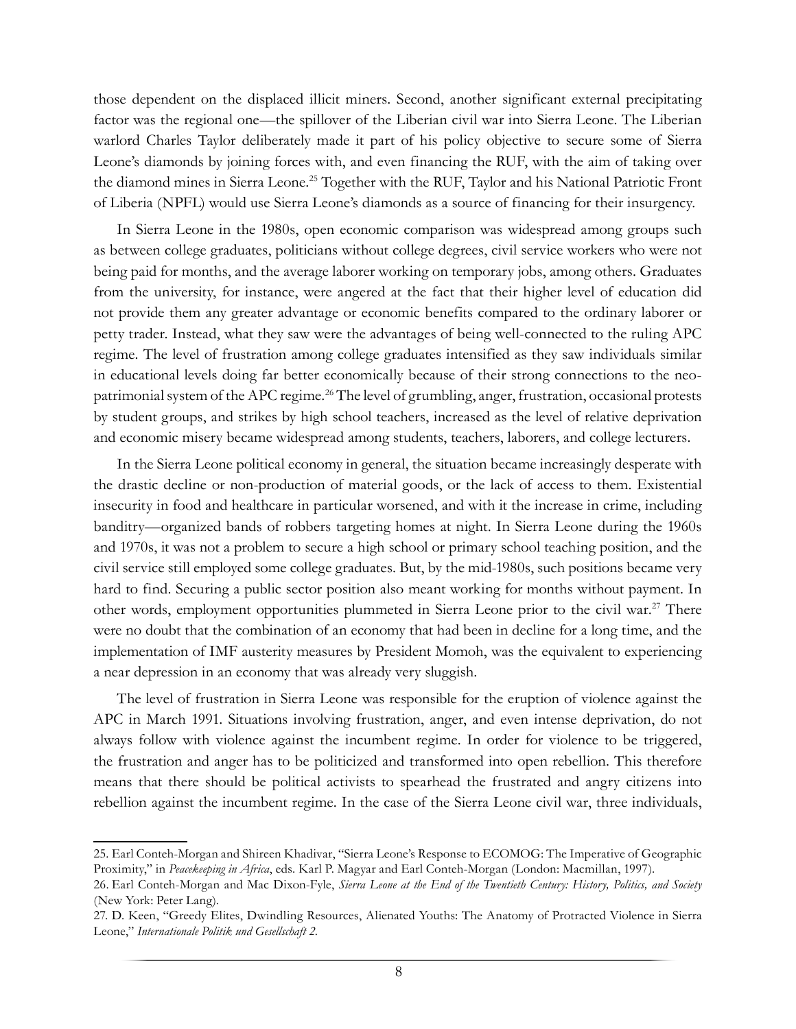those dependent on the displaced illicit miners. Second, another significant external precipitating factor was the regional one—the spillover of the Liberian civil war into Sierra Leone. The Liberian warlord Charles Taylor deliberately made it part of his policy objective to secure some of Sierra Leone's diamonds by joining forces with, and even financing the RUF, with the aim of taking over the diamond mines in Sierra Leone.[25] Together with the RUF, Taylor and his National Patriotic Front of Liberia (NPFL) would use Sierra Leone's diamonds as a source of financing for their insurgency.

In Sierra Leone in the 1980s, open economic comparison was widespread among groups such as between college graduates, politicians without college degrees, civil service workers who were not being paid for months, and the average laborer working on temporary jobs, among others. Graduates from the university, for instance, were angered at the fact that their higher level of education did not provide them any greater advantage or economic benefits compared to the ordinary laborer or petty trader. Instead, what they saw were the advantages of being well-connected to the ruling APC regime. The level of frustration among college graduates intensified as they saw individuals similar in educational levels doing far better economically because of their strong connections to the neo-patrimonial system of the APC regime.[26] The level of grumbling, anger, frustration, occasional protests by student groups, and strikes by high school teachers, increased as the level of relative deprivation and economic misery became widespread among students, teachers, laborers, and college lecturers.

In the Sierra Leone political economy in general, the situation became increasingly desperate with the drastic decline or non-production of material goods, or the lack of access to them. Existential insecurity in food and healthcare in particular worsened, and with it the increase in crime, including banditry—organized bands of robbers targeting homes at night. In Sierra Leone during the 1960s and 1970s, it was not a problem to secure a high school or primary school teaching position, and the civil service still employed some college graduates. But, by the mid-1980s, such positions became very hard to find. Securing a public sector position also meant working for months without payment. In other words, employment opportunities plummeted in Sierra Leone prior to the civil war.[27] There were no doubt that the combination of an economy that had been in decline for a long time, and the implementation of IMF austerity measures by President Momoh, was the equivalent to experiencing a near depression in an economy that was already very sluggish.

The level of frustration in Sierra Leone was responsible for the eruption of violence against the APC in March 1991. Situations involving frustration, anger, and even intense deprivation, do not always follow with violence against the incumbent regime. In order for violence to be triggered, the frustration and anger has to be politicized and transformed into open rebellion. This therefore means that there should be political activists to spearhead the frustrated and angry citizens into rebellion against the incumbent regime. In the case of the Sierra Leone civil war, three individuals,

---

25. Earl Conteh-Morgan and Shireen Khadivar, "Sierra Leone's Response to ECOMOG: The Imperative of Geographic Proximity," in *Peacekeeping in Africa*, eds. Karl P. Magyar and Earl Conteh-Morgan (London: Macmillan, 1997).

26. Earl Conteh-Morgan and Mac Dixon-Fyle, *Sierra Leone at the End of the Twentieth Century: History, Politics, and Society* (New York: Peter Lang).

27. D. Keen, "Greedy Elites, Dwindling Resources, Alienated Youths: The Anatomy of Protracted Violence in Sierra Leone," *Internationale Politik und Gesellschaft 2*.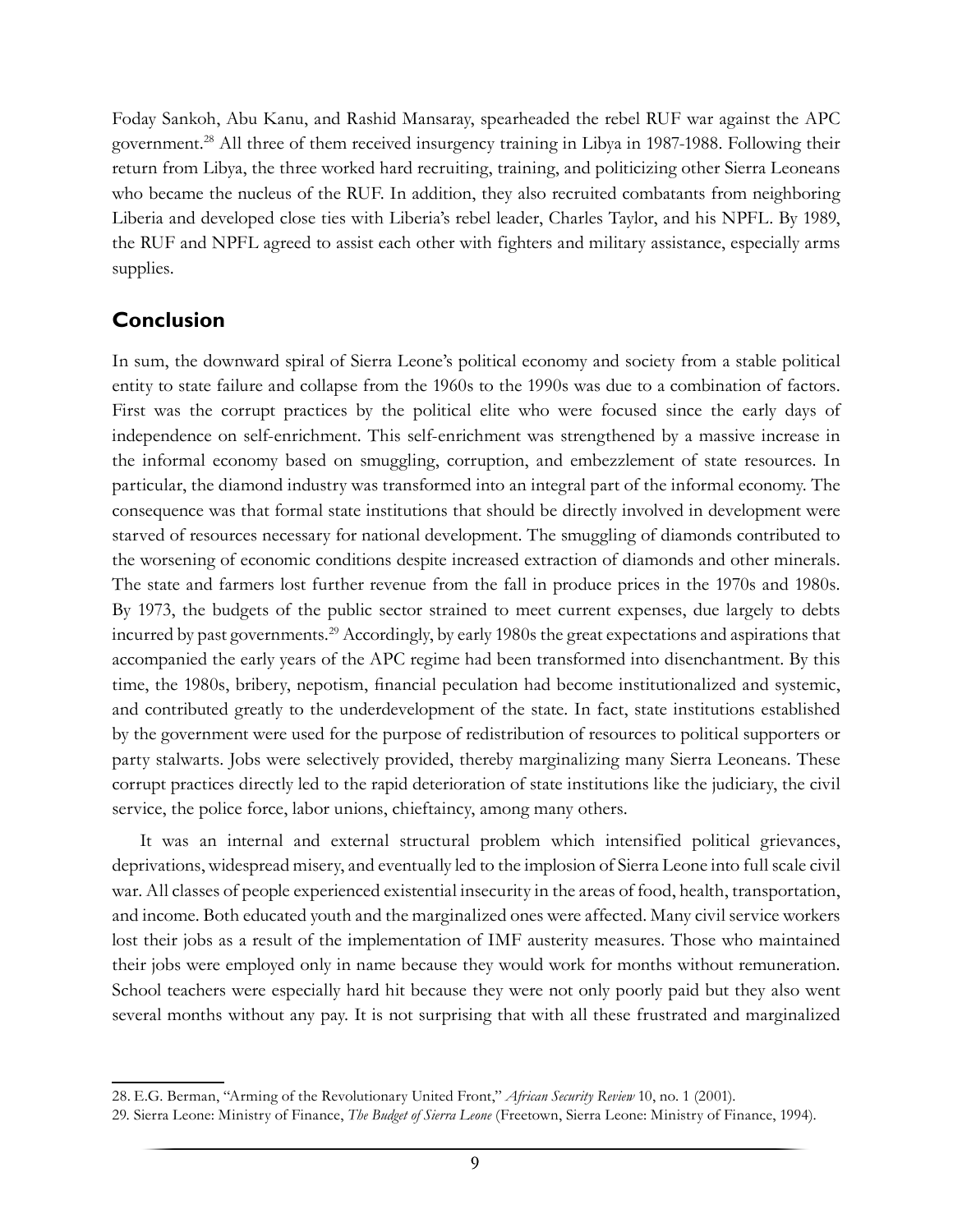Foday Sankoh, Abu Kanu, and Rashid Mansaray, spearheaded the rebel RUF war against the APC government.[28] All three of them received insurgency training in Libya in 1987-1988. Following their return from Libya, the three worked hard recruiting, training, and politicizing other Sierra Leoneans who became the nucleus of the RUF. In addition, they also recruited combatants from neighboring Liberia and developed close ties with Liberia's rebel leader, Charles Taylor, and his NPFL. By 1989, the RUF and NPFL agreed to assist each other with fighters and military assistance, especially arms supplies.

## Conclusion

In sum, the downward spiral of Sierra Leone's political economy and society from a stable political entity to state failure and collapse from the 1960s to the 1990s was due to a combination of factors. First was the corrupt practices by the political elite who were focused since the early days of independence on self-enrichment. This self-enrichment was strengthened by a massive increase in the informal economy based on smuggling, corruption, and embezzlement of state resources. In particular, the diamond industry was transformed into an integral part of the informal economy. The consequence was that formal state institutions that should be directly involved in development were starved of resources necessary for national development. The smuggling of diamonds contributed to the worsening of economic conditions despite increased extraction of diamonds and other minerals. The state and farmers lost further revenue from the fall in produce prices in the 1970s and 1980s. By 1973, the budgets of the public sector strained to meet current expenses, due largely to debts incurred by past governments.[29] Accordingly, by early 1980s the great expectations and aspirations that accompanied the early years of the APC regime had been transformed into disenchantment. By this time, the 1980s, bribery, nepotism, financial peculation had become institutionalized and systemic, and contributed greatly to the underdevelopment of the state. In fact, state institutions established by the government were used for the purpose of redistribution of resources to political supporters or party stalwarts. Jobs were selectively provided, thereby marginalizing many Sierra Leoneans. These corrupt practices directly led to the rapid deterioration of state institutions like the judiciary, the civil service, the police force, labor unions, chieftaincy, among many others.

It was an internal and external structural problem which intensified political grievances, deprivations, widespread misery, and eventually led to the implosion of Sierra Leone into full scale civil war. All classes of people experienced existential insecurity in the areas of food, health, transportation, and income. Both educated youth and the marginalized ones were affected. Many civil service workers lost their jobs as a result of the implementation of IMF austerity measures. Those who maintained their jobs were employed only in name because they would work for months without remuneration. School teachers were especially hard hit because they were not only poorly paid but they also went several months without any pay. It is not surprising that with all these frustrated and marginalized

---

28. E.G. Berman, "Arming of the Revolutionary United Front," *African Security Review* 10, no. 1 (2001).

29. Sierra Leone: Ministry of Finance, *The Budget of Sierra Leone* (Freetown, Sierra Leone: Ministry of Finance, 1994).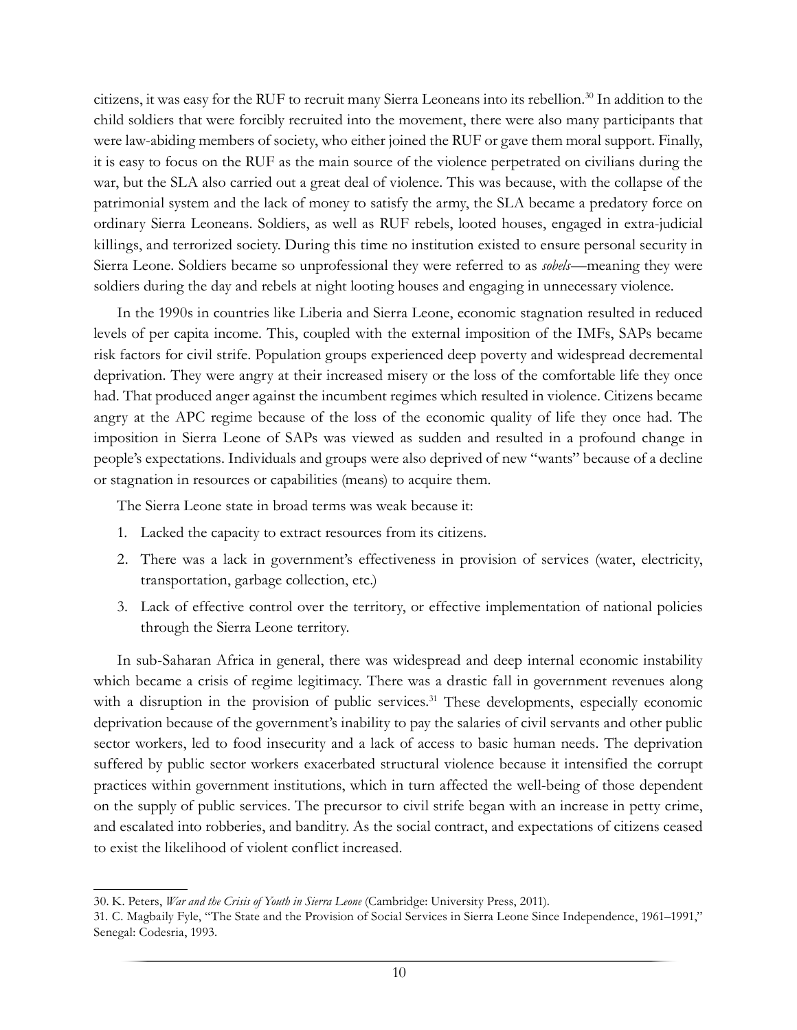citizens, it was easy for the RUF to recruit many Sierra Leoneans into its rebellion.[30] In addition to the child soldiers that were forcibly recruited into the movement, there were also many participants that were law-abiding members of society, who either joined the RUF or gave them moral support. Finally, it is easy to focus on the RUF as the main source of the violence perpetrated on civilians during the war, but the SLA also carried out a great deal of violence. This was because, with the collapse of the patrimonial system and the lack of money to satisfy the army, the SLA became a predatory force on ordinary Sierra Leoneans. Soldiers, as well as RUF rebels, looted houses, engaged in extra-judicial killings, and terrorized society. During this time no institution existed to ensure personal security in Sierra Leone. Soldiers became so unprofessional they were referred to as *sobels*—meaning they were soldiers during the day and rebels at night looting houses and engaging in unnecessary violence.

In the 1990s in countries like Liberia and Sierra Leone, economic stagnation resulted in reduced levels of per capita income. This, coupled with the external imposition of the IMFs, SAPs became risk factors for civil strife. Population groups experienced deep poverty and widespread decremental deprivation. They were angry at their increased misery or the loss of the comfortable life they once had. That produced anger against the incumbent regimes which resulted in violence. Citizens became angry at the APC regime because of the loss of the economic quality of life they once had. The imposition in Sierra Leone of SAPs was viewed as sudden and resulted in a profound change in people's expectations. Individuals and groups were also deprived of new "wants" because of a decline or stagnation in resources or capabilities (means) to acquire them.

The Sierra Leone state in broad terms was weak because it:

1. Lacked the capacity to extract resources from its citizens.
2. There was a lack in government's effectiveness in provision of services (water, electricity, transportation, garbage collection, etc.)
3. Lack of effective control over the territory, or effective implementation of national policies through the Sierra Leone territory.

In sub-Saharan Africa in general, there was widespread and deep internal economic instability which became a crisis of regime legitimacy. There was a drastic fall in government revenues along with a disruption in the provision of public services.[31] These developments, especially economic deprivation because of the government's inability to pay the salaries of civil servants and other public sector workers, led to food insecurity and a lack of access to basic human needs. The deprivation suffered by public sector workers exacerbated structural violence because it intensified the corrupt practices within government institutions, which in turn affected the well-being of those dependent on the supply of public services. The precursor to civil strife began with an increase in petty crime, and escalated into robberies, and banditry. As the social contract, and expectations of citizens ceased to exist the likelihood of violent conflict increased.

---

30. K. Peters, *War and the Crisis of Youth in Sierra Leone* (Cambridge: University Press, 2011).

31. C. Magbaily Fyle, "The State and the Provision of Social Services in Sierra Leone Since Independence, 1961–1991," Senegal: Codesria, 1993.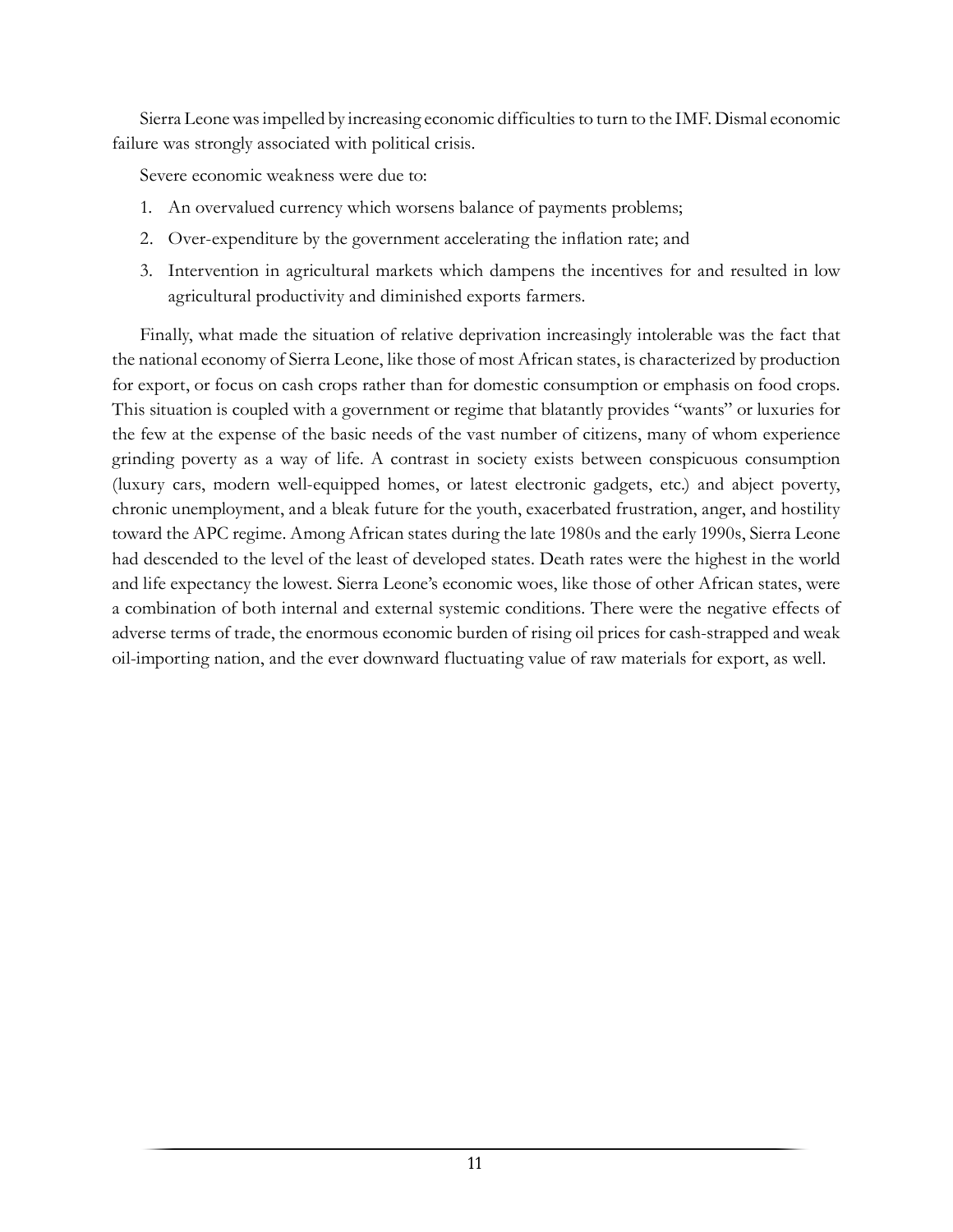Sierra Leone was impelled by increasing economic difficulties to turn to the IMF. Dismal economic failure was strongly associated with political crisis.

Severe economic weakness were due to:

1. An overvalued currency which worsens balance of payments problems;
2. Over-expenditure by the government accelerating the inflation rate; and
3. Intervention in agricultural markets which dampens the incentives for and resulted in low agricultural productivity and diminished exports farmers.

Finally, what made the situation of relative deprivation increasingly intolerable was the fact that the national economy of Sierra Leone, like those of most African states, is characterized by production for export, or focus on cash crops rather than for domestic consumption or emphasis on food crops. This situation is coupled with a government or regime that blatantly provides "wants" or luxuries for the few at the expense of the basic needs of the vast number of citizens, many of whom experience grinding poverty as a way of life. A contrast in society exists between conspicuous consumption (luxury cars, modern well-equipped homes, or latest electronic gadgets, etc.) and abject poverty, chronic unemployment, and a bleak future for the youth, exacerbated frustration, anger, and hostility toward the APC regime. Among African states during the late 1980s and the early 1990s, Sierra Leone had descended to the level of the least of developed states. Death rates were the highest in the world and life expectancy the lowest. Sierra Leone's economic woes, like those of other African states, were a combination of both internal and external systemic conditions. There were the negative effects of adverse terms of trade, the enormous economic burden of rising oil prices for cash-strapped and weak oil-importing nation, and the ever downward fluctuating value of raw materials for export, as well.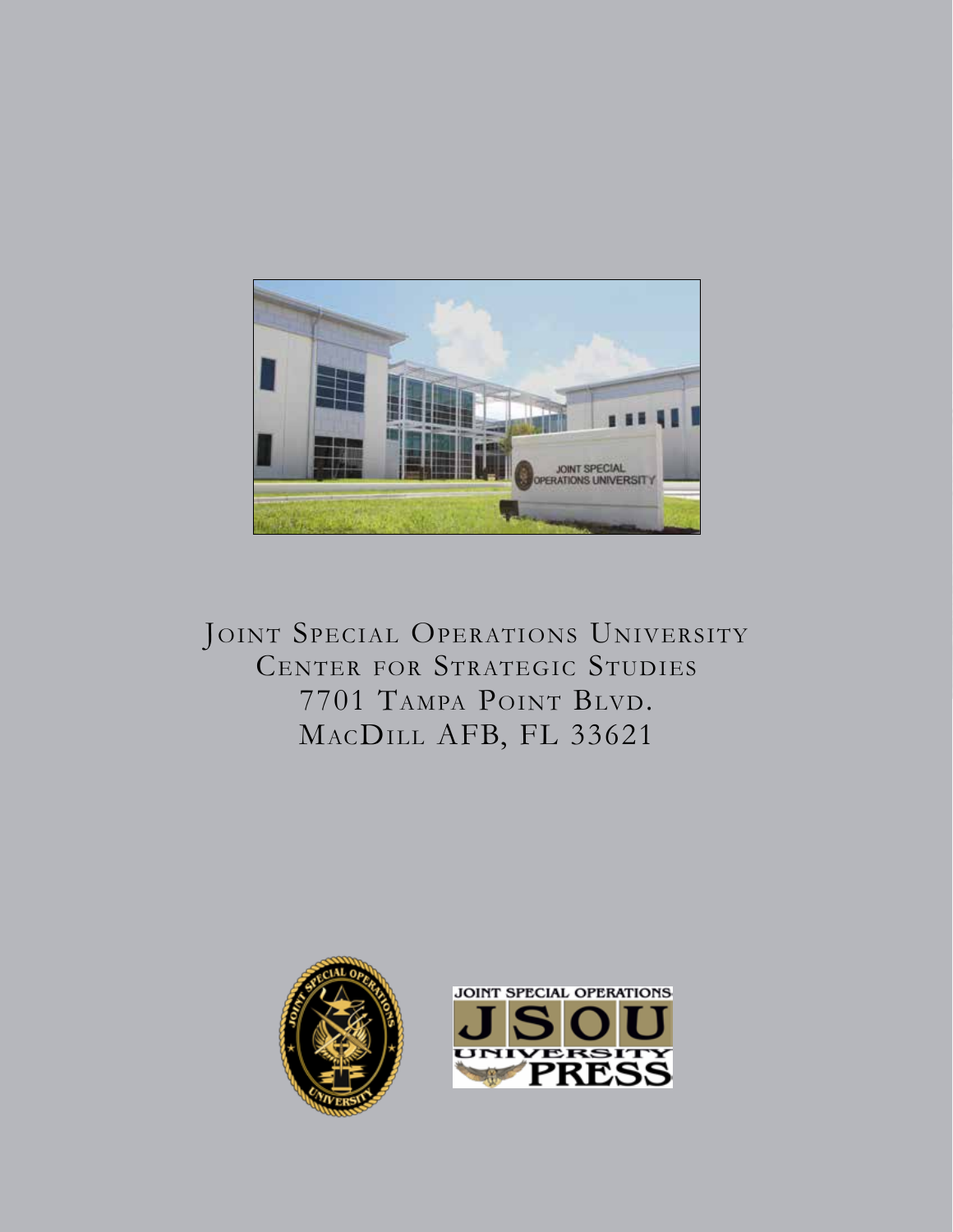Joint Special Operations University
Center for Strategic Studies
7701 Tampa Point Blvd.
MacDill AFB, FL 33621